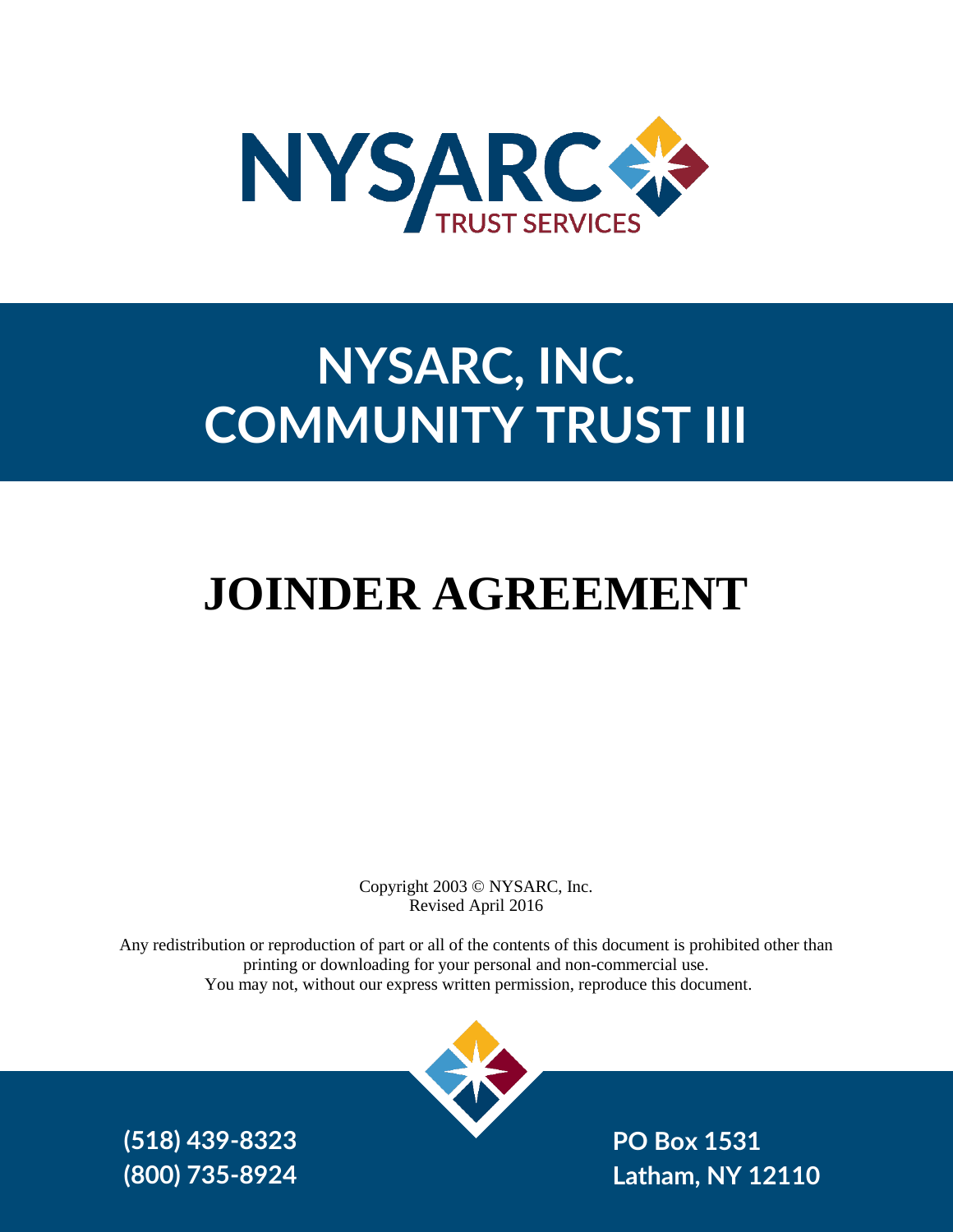NYSARC TRUST SERVICES

# NYSARC, INC.
# COMMUNITY TRUST III

# JOINDER AGREEMENT

Copyright 2003 © NYSARC, Inc.
Revised April 2016

Any redistribution or reproduction of part or all of the contents of this document is prohibited other than printing or downloading for your personal and non-commercial use.
You may not, without our express written permission, reproduce this document.

**(518) 439-8323**
**(800) 735-8924**

**PO Box 1531**
**Latham, NY 12110**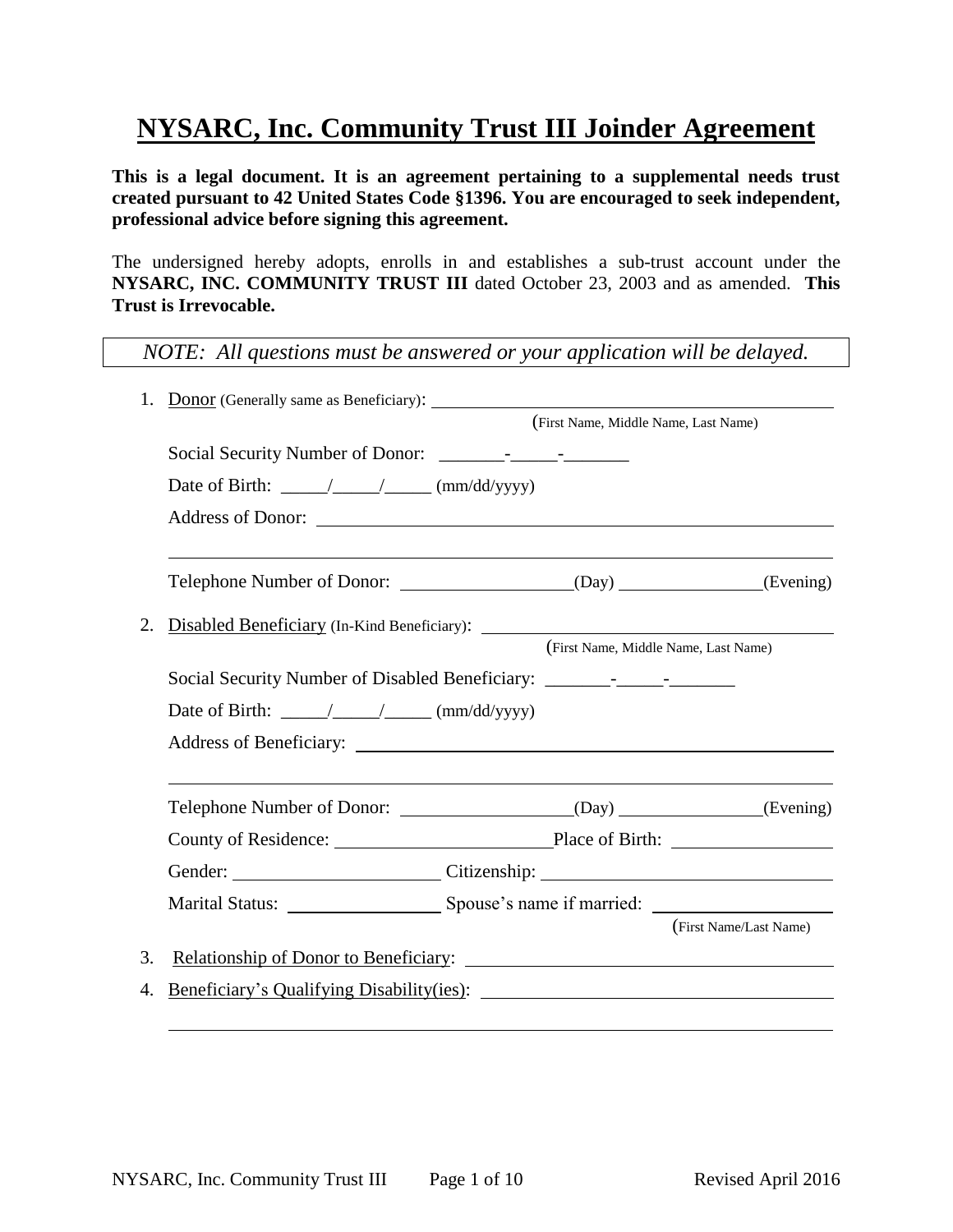# NYSARC, Inc. Community Trust III Joinder Agreement

**This is a legal document. It is an agreement pertaining to a supplemental needs trust created pursuant to 42 United States Code §1396. You are encouraged to seek independent, professional advice before signing this agreement.**

The undersigned hereby adopts, enrolls in and establishes a sub-trust account under the **NYSARC, INC. COMMUNITY TRUST III** dated October 23, 2003 and as amended. **This Trust is Irrevocable.**

*NOTE: All questions must be answered or your application will be delayed.*

1. Donor (Generally same as Beneficiary): ______________________________
   (First Name, Middle Name, Last Name)

   Social Security Number of Donor: _______-_____-_______

   Date of Birth: _____/_____/_____ (mm/dd/yyyy)

   Address of Donor: ______________________________

   ______________________________

   Telephone Number of Donor: __________________(Day) ________________(Evening)

2. Disabled Beneficiary (In-Kind Beneficiary): ______________________________
   (First Name, Middle Name, Last Name)

   Social Security Number of Disabled Beneficiary: _______-_____-_______

   Date of Birth: _____/_____/_____ (mm/dd/yyyy)

   Address of Beneficiary: ______________________________

   ______________________________

   Telephone Number of Donor: __________________(Day) ________________(Evening)

   County of Residence: ________________________Place of Birth: __________________

   Gender: ______________________ Citizenship: ______________________________

   Marital Status: _________________ Spouse's name if married: ___________________
   (First Name/Last Name)

3. Relationship of Donor to Beneficiary: ______________________________

4. Beneficiary's Qualifying Disability(ies): ______________________________

   ______________________________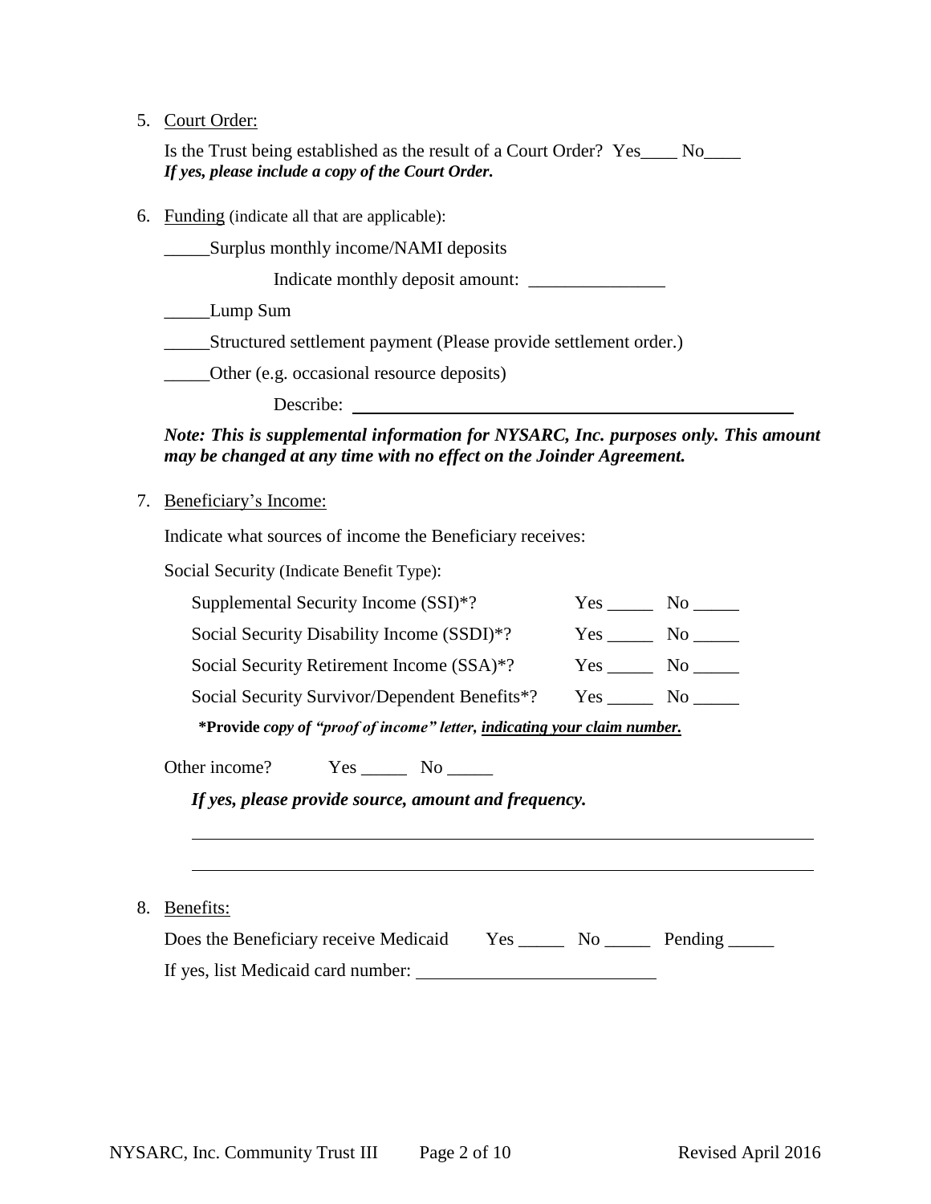5. <u>Court Order:</u>

   Is the Trust being established as the result of a Court Order? Yes____ No____
   ***If yes, please include a copy of the Court Order.***

6. <u>Funding</u> (indicate all that are applicable):

   _____Surplus monthly income/NAMI deposits

   Indicate monthly deposit amount: _______________

   _____Lump Sum

   _____Structured settlement payment (Please provide settlement order.)

   _____Other (e.g. occasional resource deposits)

   Describe: ____________________________________________________

   ***Note: This is supplemental information for NYSARC, Inc. purposes only. This amount may be changed at any time with no effect on the Joinder Agreement.***

7. <u>Beneficiary's Income:</u>

   Indicate what sources of income the Beneficiary receives:

   Social Security (Indicate Benefit Type):

   Supplemental Security Income (SSI)*? Yes _____ No _____

   Social Security Disability Income (SSDI)*? Yes _____ No _____

   Social Security Retirement Income (SSA)*? Yes _____ No _____

   Social Security Survivor/Dependent Benefits*? Yes _____ No _____

   ***Provide** *copy of "proof of income" letter,* ***<u>indicating your claim number.</u>***

   Other income? Yes _____ No _____

   ***If yes, please provide source, amount and frequency.***

   ____________________________________________________________________

   ____________________________________________________________________

8. <u>Benefits:</u>

   Does the Beneficiary receive Medicaid Yes _____ No _____ Pending _____

   If yes, list Medicaid card number: ___________________________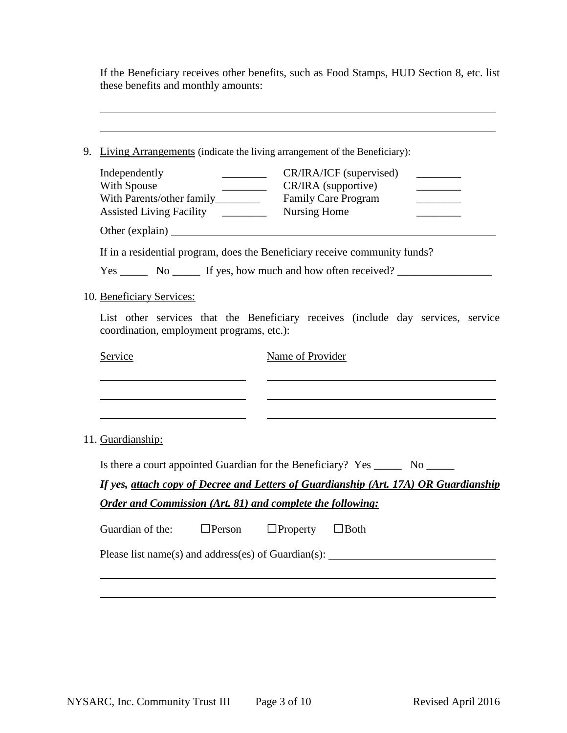If the Beneficiary receives other benefits, such as Food Stamps, HUD Section 8, etc. list these benefits and monthly amounts:

\_\_\_\_\_\_\_\_\_\_\_\_\_\_\_\_\_\_\_\_\_\_\_\_\_\_\_\_\_\_\_\_\_\_\_\_\_\_\_\_\_\_\_\_\_\_\_\_\_\_\_\_\_\_\_\_\_\_\_\_\_\_\_\_\_\_\_\_\_\_\_\_\_\_

\_\_\_\_\_\_\_\_\_\_\_\_\_\_\_\_\_\_\_\_\_\_\_\_\_\_\_\_\_\_\_\_\_\_\_\_\_\_\_\_\_\_\_\_\_\_\_\_\_\_\_\_\_\_\_\_\_\_\_\_\_\_\_\_\_\_\_\_\_\_\_\_\_\_

9. <u>Living Arrangements</u> (indicate the living arrangement of the Beneficiary):

| | | | |
|---|---|---|---|
| Independently | ________ | CR/IRA/ICF (supervised) | ________ |
| With Spouse | ________ | CR/IRA (supportive) | ________ |
| With Parents/other family | ________ | Family Care Program | ________ |
| Assisted Living Facility | ________ | Nursing Home | ________ |

Other (explain) \_\_\_\_\_\_\_\_\_\_\_\_\_\_\_\_\_\_\_\_\_\_\_\_\_\_\_\_\_\_\_\_\_\_\_\_\_\_\_\_\_\_\_\_\_\_\_\_\_\_\_\_\_\_\_\_\_\_

If in a residential program, does the Beneficiary receive community funds?

Yes \_\_\_\_\_ No \_\_\_\_\_ If yes, how much and how often received? \_\_\_\_\_\_\_\_\_\_\_\_\_\_\_\_\_

10. <u>Beneficiary Services:</u>

List other services that the Beneficiary receives (include day services, service coordination, employment programs, etc.):

| <u>Service</u> | <u>Name of Provider</u> |
|---|---|
| | |
| | |
| | |

11. <u>Guardianship:</u>

Is there a court appointed Guardian for the Beneficiary? Yes \_\_\_\_\_ No \_\_\_\_\_

***If yes, <u>attach copy of Decree and Letters of Guardianship (Art. 17A) OR Guardianship Order and Commission (Art. 81) and complete the following:</u>***

Guardian of the: ☐Person ☐Property ☐Both

Please list name(s) and address(es) of Guardian(s): \_\_\_\_\_\_\_\_\_\_\_\_\_\_\_\_\_\_\_\_\_\_\_\_\_\_\_\_\_\_

\_\_\_\_\_\_\_\_\_\_\_\_\_\_\_\_\_\_\_\_\_\_\_\_\_\_\_\_\_\_\_\_\_\_\_\_\_\_\_\_\_\_\_\_\_\_\_\_\_\_\_\_\_\_\_\_\_\_\_\_\_\_\_\_\_\_\_\_\_\_\_\_\_\_

\_\_\_\_\_\_\_\_\_\_\_\_\_\_\_\_\_\_\_\_\_\_\_\_\_\_\_\_\_\_\_\_\_\_\_\_\_\_\_\_\_\_\_\_\_\_\_\_\_\_\_\_\_\_\_\_\_\_\_\_\_\_\_\_\_\_\_\_\_\_\_\_\_\_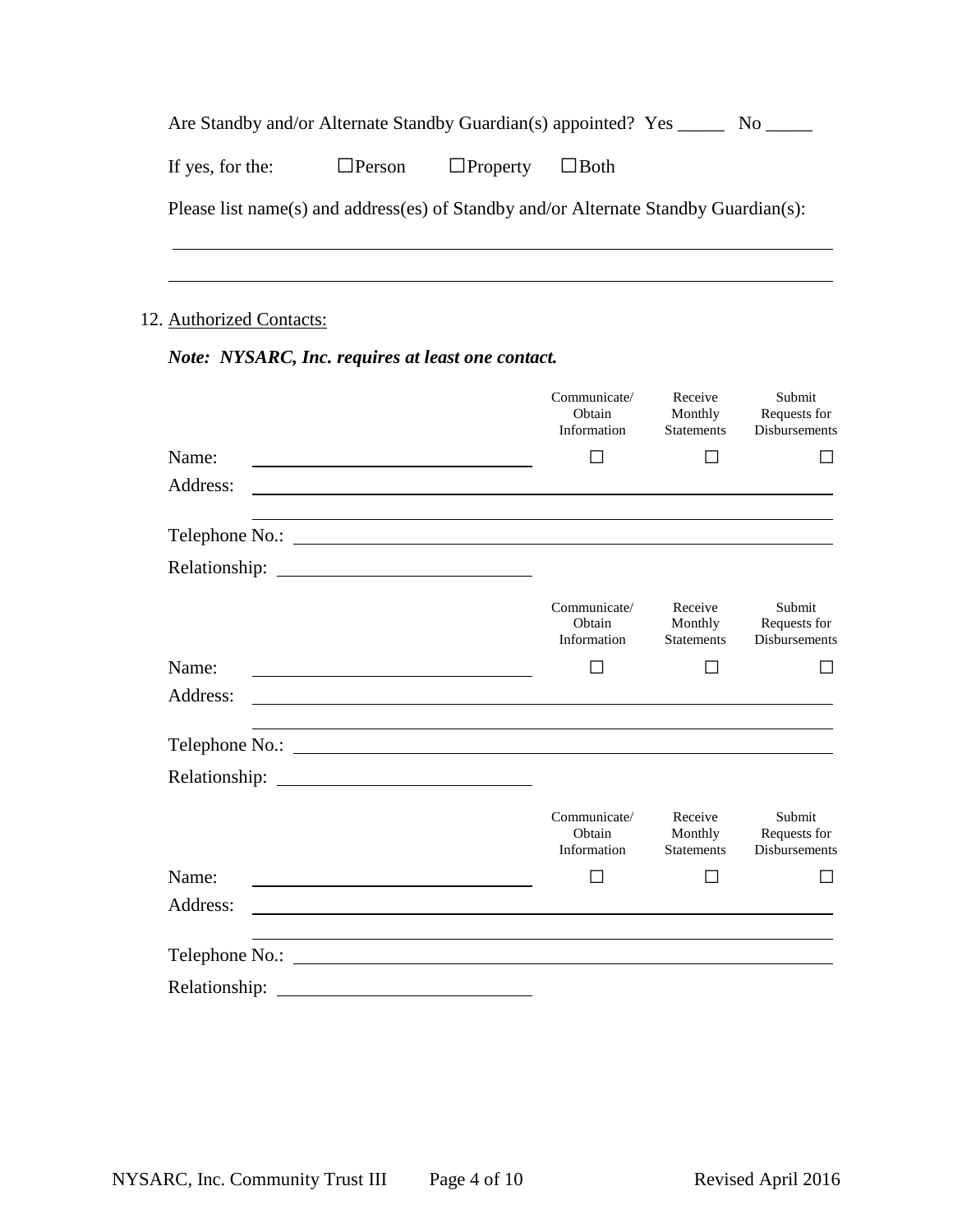Are Standby and/or Alternate Standby Guardian(s) appointed? Yes _____ No _____

If yes, for the: ☐Person ☐Property ☐Both

Please list name(s) and address(es) of Standby and/or Alternate Standby Guardian(s):

______________________________________________________________________

______________________________________________________________________

12. Authorized Contacts:

***Note: NYSARC, Inc. requires at least one contact.***

| | Communicate/ Obtain Information | Receive Monthly Statements | Submit Requests for Disbursements |
|---|---|---|---|
| Name: ______________________________ | ☐ | ☐ | ☐ |

Address: ______________________________________________________________

______________________________________________________________________

Telephone No.: __________________________________________________________

Relationship: ______________________________

| | Communicate/ Obtain Information | Receive Monthly Statements | Submit Requests for Disbursements |
|---|---|---|---|
| Name: ______________________________ | ☐ | ☐ | ☐ |

Address: ______________________________________________________________

______________________________________________________________________

Telephone No.: __________________________________________________________

Relationship: ______________________________

| | Communicate/ Obtain Information | Receive Monthly Statements | Submit Requests for Disbursements |
|---|---|---|---|
| Name: ______________________________ | ☐ | ☐ | ☐ |

Address: ______________________________________________________________

______________________________________________________________________

Telephone No.: __________________________________________________________

Relationship: ______________________________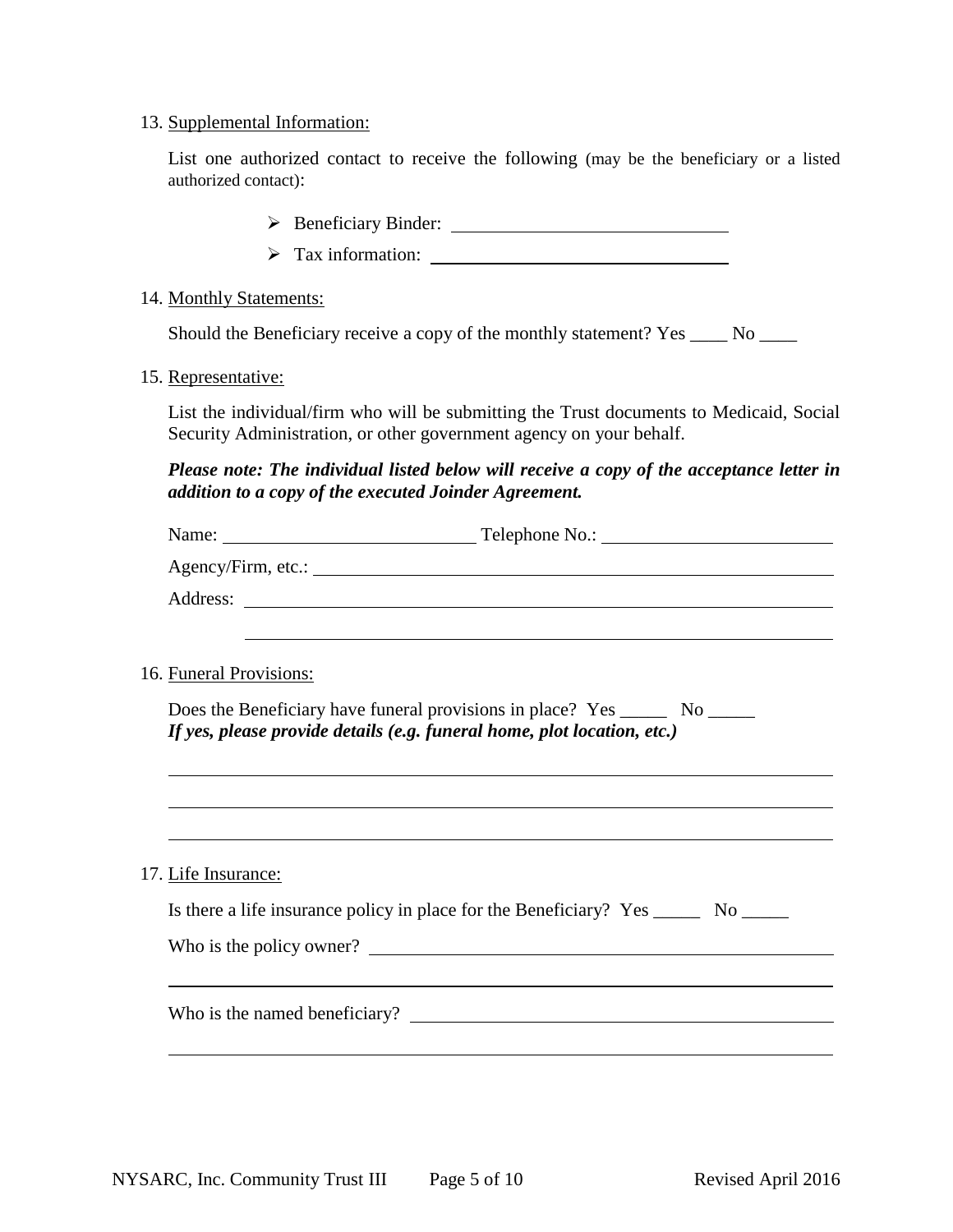13. Supplemental Information:

List one authorized contact to receive the following (may be the beneficiary or a listed authorized contact):

- Beneficiary Binder: ______________________________
- Tax information: ______________________________

14. Monthly Statements:

Should the Beneficiary receive a copy of the monthly statement? Yes ____ No ____

15. Representative:

List the individual/firm who will be submitting the Trust documents to Medicaid, Social Security Administration, or other government agency on your behalf.

***Please note: The individual listed below will receive a copy of the acceptance letter in addition to a copy of the executed Joinder Agreement.***

Name: ____________________________ Telephone No.: ____________________________

Agency/Firm, etc.: ______________________________________________________

Address: ______________________________________________________

______________________________________________________

16. Funeral Provisions:

Does the Beneficiary have funeral provisions in place? Yes _____ No _____
***If yes, please provide details (e.g. funeral home, plot location, etc.)***

______________________________________________________

______________________________________________________

______________________________________________________

17. Life Insurance:

Is there a life insurance policy in place for the Beneficiary? Yes _____ No _____

Who is the policy owner? ______________________________________________________

______________________________________________________

Who is the named beneficiary? ______________________________________________________

______________________________________________________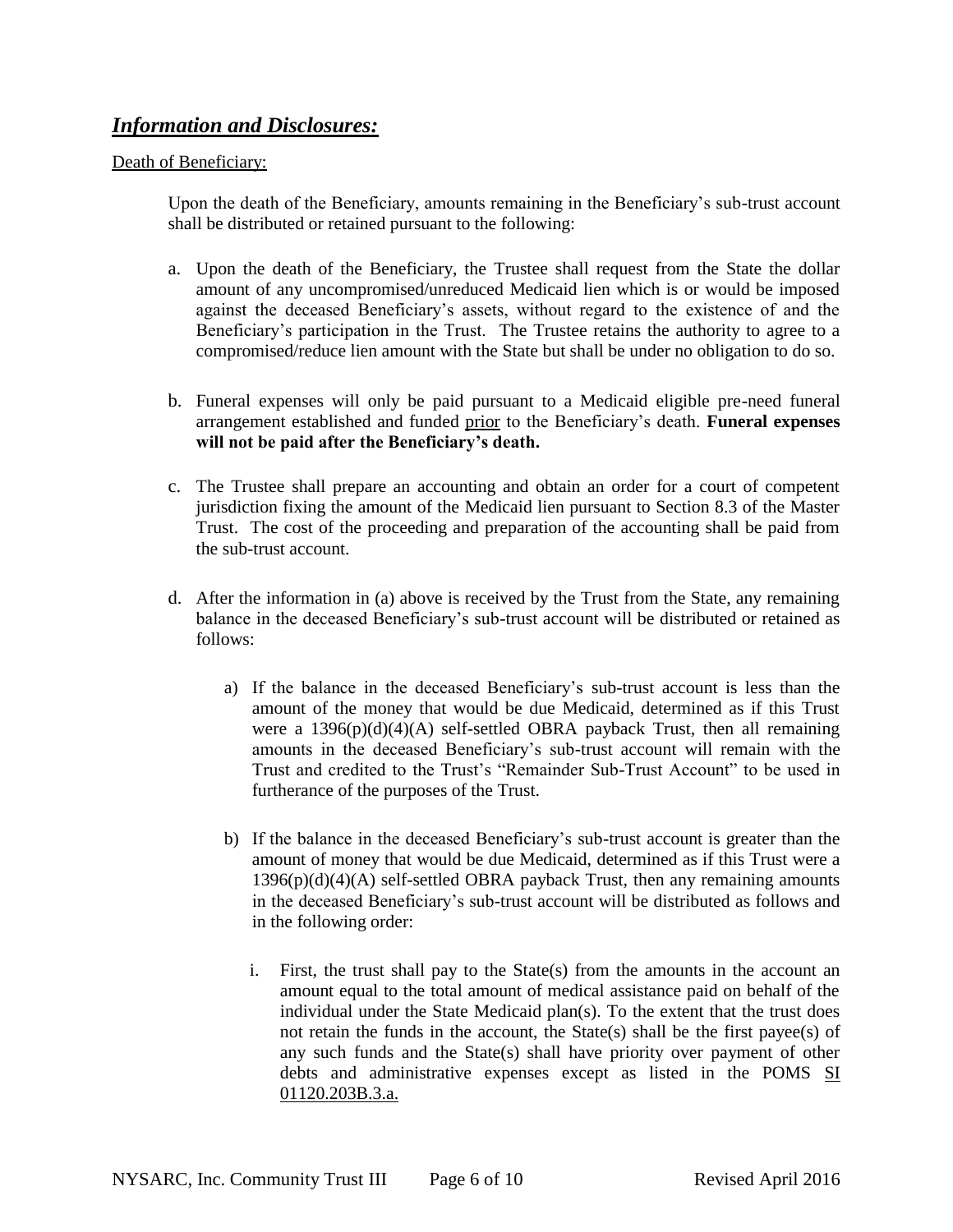## ***Information and Disclosures:***

Death of Beneficiary:

Upon the death of the Beneficiary, amounts remaining in the Beneficiary's sub-trust account shall be distributed or retained pursuant to the following:

a. Upon the death of the Beneficiary, the Trustee shall request from the State the dollar amount of any uncompromised/unreduced Medicaid lien which is or would be imposed against the deceased Beneficiary's assets, without regard to the existence of and the Beneficiary's participation in the Trust. The Trustee retains the authority to agree to a compromised/reduce lien amount with the State but shall be under no obligation to do so.

b. Funeral expenses will only be paid pursuant to a Medicaid eligible pre-need funeral arrangement established and funded <u>prior</u> to the Beneficiary's death. **Funeral expenses will not be paid after the Beneficiary's death.**

c. The Trustee shall prepare an accounting and obtain an order for a court of competent jurisdiction fixing the amount of the Medicaid lien pursuant to Section 8.3 of the Master Trust. The cost of the proceeding and preparation of the accounting shall be paid from the sub-trust account.

d. After the information in (a) above is received by the Trust from the State, any remaining balance in the deceased Beneficiary's sub-trust account will be distributed or retained as follows:

   a) If the balance in the deceased Beneficiary's sub-trust account is less than the amount of the money that would be due Medicaid, determined as if this Trust were a 1396(p)(d)(4)(A) self-settled OBRA payback Trust, then all remaining amounts in the deceased Beneficiary's sub-trust account will remain with the Trust and credited to the Trust's "Remainder Sub-Trust Account" to be used in furtherance of the purposes of the Trust.

   b) If the balance in the deceased Beneficiary's sub-trust account is greater than the amount of money that would be due Medicaid, determined as if this Trust were a 1396(p)(d)(4)(A) self-settled OBRA payback Trust, then any remaining amounts in the deceased Beneficiary's sub-trust account will be distributed as follows and in the following order:

      i. First, the trust shall pay to the State(s) from the amounts in the account an amount equal to the total amount of medical assistance paid on behalf of the individual under the State Medicaid plan(s). To the extent that the trust does not retain the funds in the account, the State(s) shall be the first payee(s) of any such funds and the State(s) shall have priority over payment of other debts and administrative expenses except as listed in the POMS <u>SI 01120.203B.3.a.</u>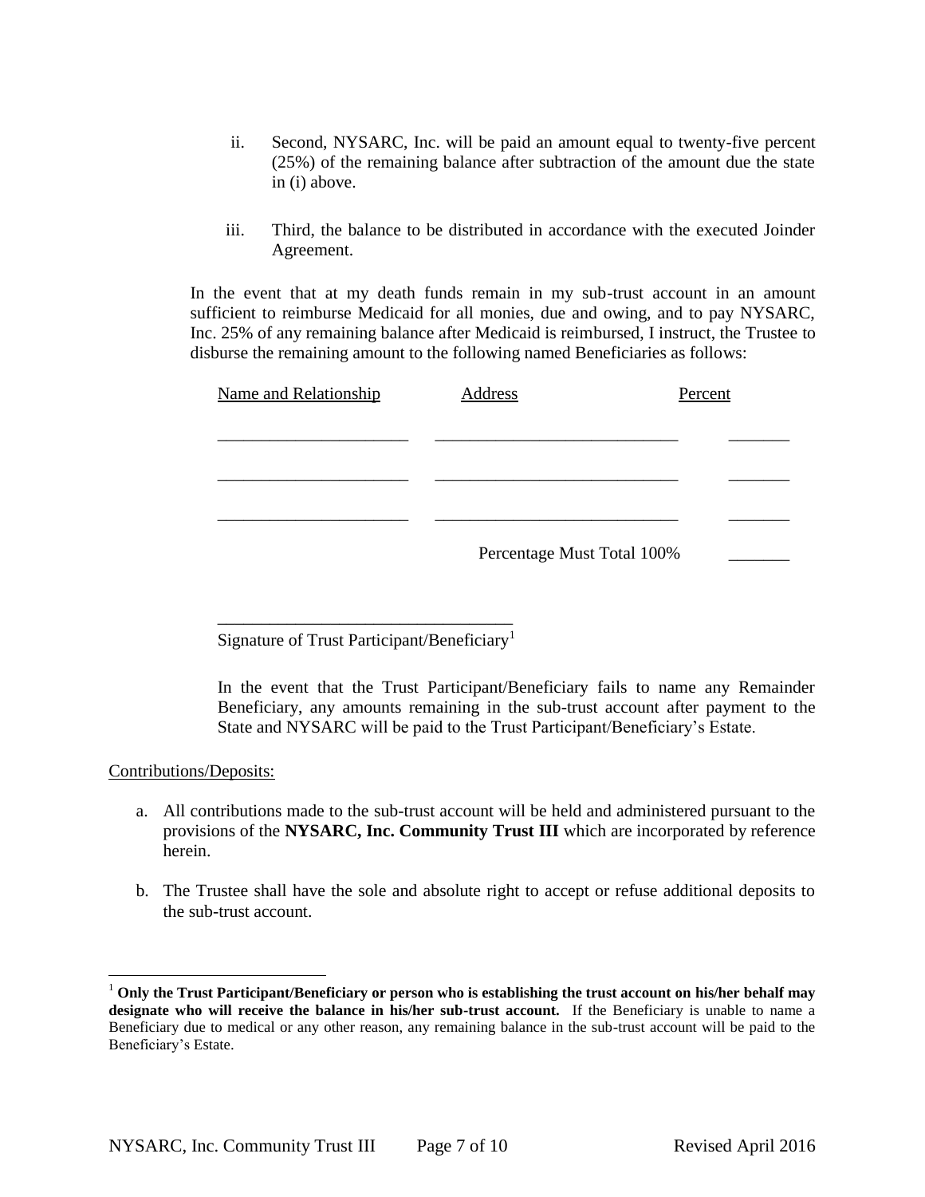ii. Second, NYSARC, Inc. will be paid an amount equal to twenty-five percent (25%) of the remaining balance after subtraction of the amount due the state in (i) above.

iii. Third, the balance to be distributed in accordance with the executed Joinder Agreement.

In the event that at my death funds remain in my sub-trust account in an amount sufficient to reimburse Medicaid for all monies, due and owing, and to pay NYSARC, Inc. 25% of any remaining balance after Medicaid is reimbursed, I instruct, the Trustee to disburse the remaining amount to the following named Beneficiaries as follows:

| Name and Relationship | Address | Percent |
|---|---|---|
| ______________________ | ____________________________ | _______ |
| ______________________ | ____________________________ | _______ |
| ______________________ | ____________________________ | _______ |
| | Percentage Must Total 100% | _______ |

_________________________________
Signature of Trust Participant/Beneficiary[1]

In the event that the Trust Participant/Beneficiary fails to name any Remainder Beneficiary, any amounts remaining in the sub-trust account after payment to the State and NYSARC will be paid to the Trust Participant/Beneficiary's Estate.

Contributions/Deposits:

a. All contributions made to the sub-trust account will be held and administered pursuant to the provisions of the **NYSARC, Inc. Community Trust III** which are incorporated by reference herein.

b. The Trustee shall have the sole and absolute right to accept or refuse additional deposits to the sub-trust account.

---

[1] **Only the Trust Participant/Beneficiary or person who is establishing the trust account on his/her behalf may designate who will receive the balance in his/her sub-trust account.** If the Beneficiary is unable to name a Beneficiary due to medical or any other reason, any remaining balance in the sub-trust account will be paid to the Beneficiary's Estate.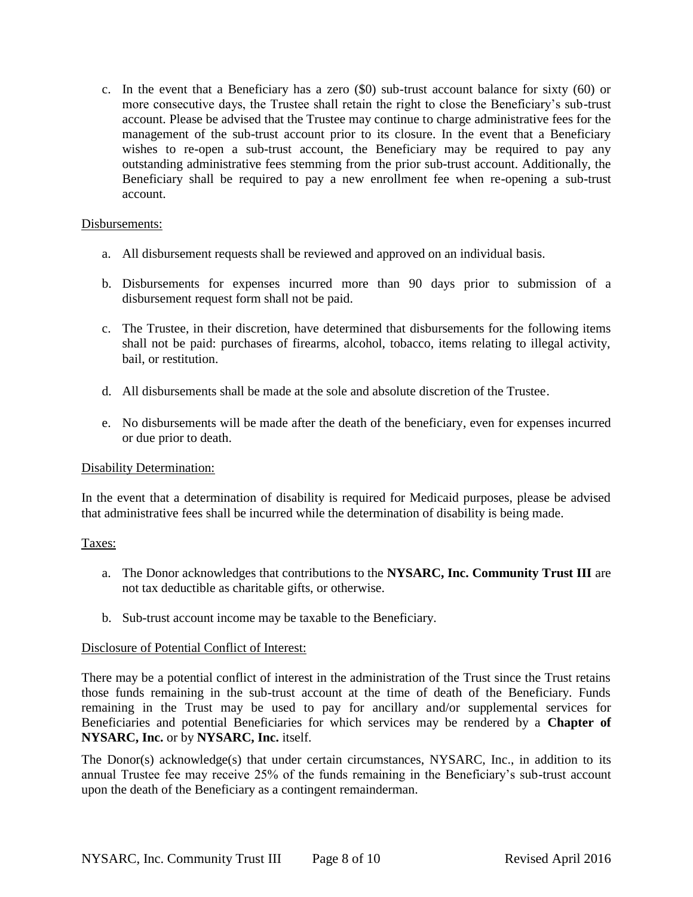c. In the event that a Beneficiary has a zero ($0) sub-trust account balance for sixty (60) or more consecutive days, the Trustee shall retain the right to close the Beneficiary's sub-trust account. Please be advised that the Trustee may continue to charge administrative fees for the management of the sub-trust account prior to its closure. In the event that a Beneficiary wishes to re-open a sub-trust account, the Beneficiary may be required to pay any outstanding administrative fees stemming from the prior sub-trust account. Additionally, the Beneficiary shall be required to pay a new enrollment fee when re-opening a sub-trust account.

<u>Disbursements:</u>

a. All disbursement requests shall be reviewed and approved on an individual basis.

b. Disbursements for expenses incurred more than 90 days prior to submission of a disbursement request form shall not be paid.

c. The Trustee, in their discretion, have determined that disbursements for the following items shall not be paid: purchases of firearms, alcohol, tobacco, items relating to illegal activity, bail, or restitution.

d. All disbursements shall be made at the sole and absolute discretion of the Trustee.

e. No disbursements will be made after the death of the beneficiary, even for expenses incurred or due prior to death.

<u>Disability Determination:</u>

In the event that a determination of disability is required for Medicaid purposes, please be advised that administrative fees shall be incurred while the determination of disability is being made.

<u>Taxes:</u>

a. The Donor acknowledges that contributions to the **NYSARC, Inc. Community Trust III** are not tax deductible as charitable gifts, or otherwise.

b. Sub-trust account income may be taxable to the Beneficiary.

<u>Disclosure of Potential Conflict of Interest:</u>

There may be a potential conflict of interest in the administration of the Trust since the Trust retains those funds remaining in the sub-trust account at the time of death of the Beneficiary. Funds remaining in the Trust may be used to pay for ancillary and/or supplemental services for Beneficiaries and potential Beneficiaries for which services may be rendered by a **Chapter of NYSARC, Inc.** or by **NYSARC, Inc.** itself.

The Donor(s) acknowledge(s) that under certain circumstances, NYSARC, Inc., in addition to its annual Trustee fee may receive 25% of the funds remaining in the Beneficiary's sub-trust account upon the death of the Beneficiary as a contingent remainderman.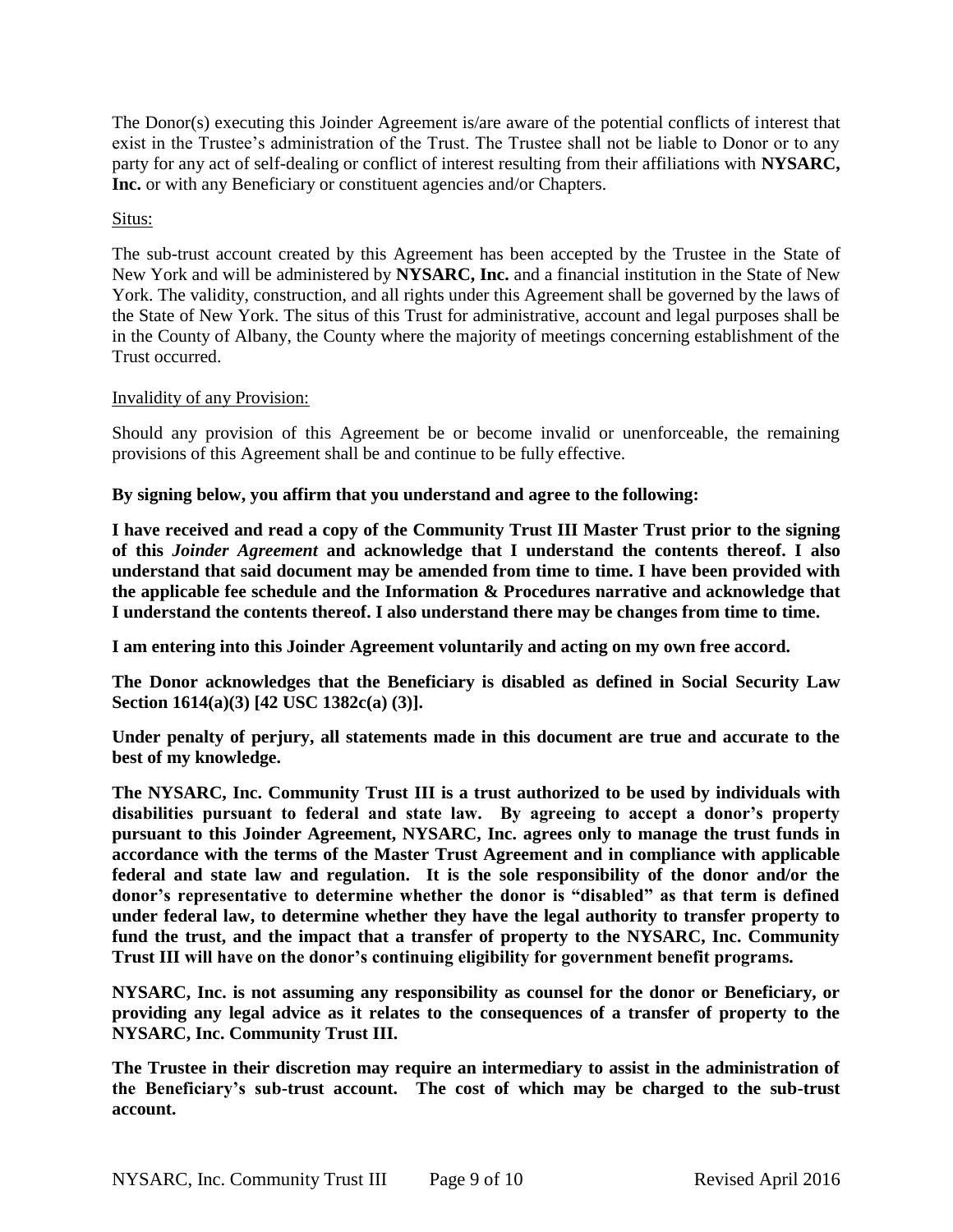The Donor(s) executing this Joinder Agreement is/are aware of the potential conflicts of interest that exist in the Trustee's administration of the Trust. The Trustee shall not be liable to Donor or to any party for any act of self-dealing or conflict of interest resulting from their affiliations with **NYSARC, Inc.** or with any Beneficiary or constituent agencies and/or Chapters.

<u>Situs:</u>

The sub-trust account created by this Agreement has been accepted by the Trustee in the State of New York and will be administered by **NYSARC, Inc.** and a financial institution in the State of New York. The validity, construction, and all rights under this Agreement shall be governed by the laws of the State of New York. The situs of this Trust for administrative, account and legal purposes shall be in the County of Albany, the County where the majority of meetings concerning establishment of the Trust occurred.

<u>Invalidity of any Provision:</u>

Should any provision of this Agreement be or become invalid or unenforceable, the remaining provisions of this Agreement shall be and continue to be fully effective.

**By signing below, you affirm that you understand and agree to the following:**

**I have received and read a copy of the Community Trust III Master Trust prior to the signing of this *Joinder Agreement* and acknowledge that I understand the contents thereof. I also understand that said document may be amended from time to time. I have been provided with the applicable fee schedule and the Information & Procedures narrative and acknowledge that I understand the contents thereof. I also understand there may be changes from time to time.**

**I am entering into this Joinder Agreement voluntarily and acting on my own free accord.**

**The Donor acknowledges that the Beneficiary is disabled as defined in Social Security Law Section 1614(a)(3) [42 USC 1382c(a) (3)].**

**Under penalty of perjury, all statements made in this document are true and accurate to the best of my knowledge.**

**The NYSARC, Inc. Community Trust III is a trust authorized to be used by individuals with disabilities pursuant to federal and state law. By agreeing to accept a donor's property pursuant to this Joinder Agreement, NYSARC, Inc. agrees only to manage the trust funds in accordance with the terms of the Master Trust Agreement and in compliance with applicable federal and state law and regulation. It is the sole responsibility of the donor and/or the donor's representative to determine whether the donor is "disabled" as that term is defined under federal law, to determine whether they have the legal authority to transfer property to fund the trust, and the impact that a transfer of property to the NYSARC, Inc. Community Trust III will have on the donor's continuing eligibility for government benefit programs.**

**NYSARC, Inc. is not assuming any responsibility as counsel for the donor or Beneficiary, or providing any legal advice as it relates to the consequences of a transfer of property to the NYSARC, Inc. Community Trust III.**

**The Trustee in their discretion may require an intermediary to assist in the administration of the Beneficiary's sub-trust account. The cost of which may be charged to the sub-trust account.**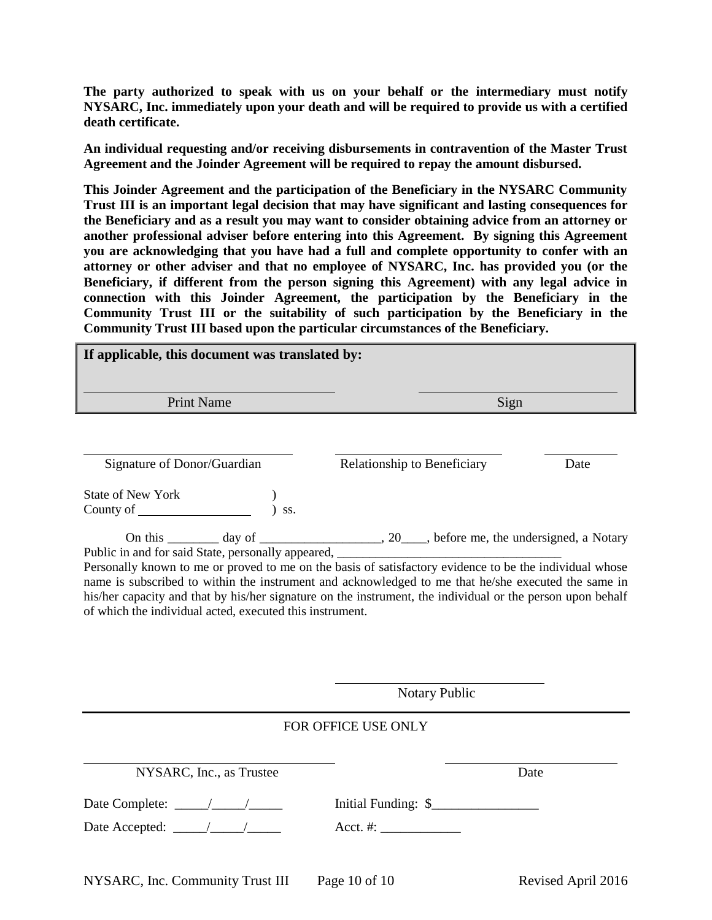**The party authorized to speak with us on your behalf or the intermediary must notify NYSARC, Inc. immediately upon your death and will be required to provide us with a certified death certificate.**

**An individual requesting and/or receiving disbursements in contravention of the Master Trust Agreement and the Joinder Agreement will be required to repay the amount disbursed.**

**This Joinder Agreement and the participation of the Beneficiary in the NYSARC Community Trust III is an important legal decision that may have significant and lasting consequences for the Beneficiary and as a result you may want to consider obtaining advice from an attorney or another professional adviser before entering into this Agreement. By signing this Agreement you are acknowledging that you have had a full and complete opportunity to confer with an attorney or other adviser and that no employee of NYSARC, Inc. has provided you (or the Beneficiary, if different from the person signing this Agreement) with any legal advice in connection with this Joinder Agreement, the participation by the Beneficiary in the Community Trust III or the suitability of such participation by the Beneficiary in the Community Trust III based upon the particular circumstances of the Beneficiary.**

**If applicable, this document was translated by:**

______________________________ ______________________________
Print Name Sign

______________________________ ______________________________ __________
Signature of Donor/Guardian Relationship to Beneficiary Date

State of New York )
County of ______________ ) ss.

On this ________ day of __________________, 20____, before me, the undersigned, a Notary Public in and for said State, personally appeared, __________________________________
Personally known to me or proved to me on the basis of satisfactory evidence to be the individual whose name is subscribed to within the instrument and acknowledged to me that he/she executed the same in his/her capacity and that by his/her signature on the instrument, the individual or the person upon behalf of which the individual acted, executed this instrument.

______________________________
Notary Public

FOR OFFICE USE ONLY

______________________________ ______________________________
NYSARC, Inc., as Trustee Date

Date Complete: _____/_____/_____ Initial Funding: $________________

Date Accepted: _____/_____/_____ Acct. #: ____________